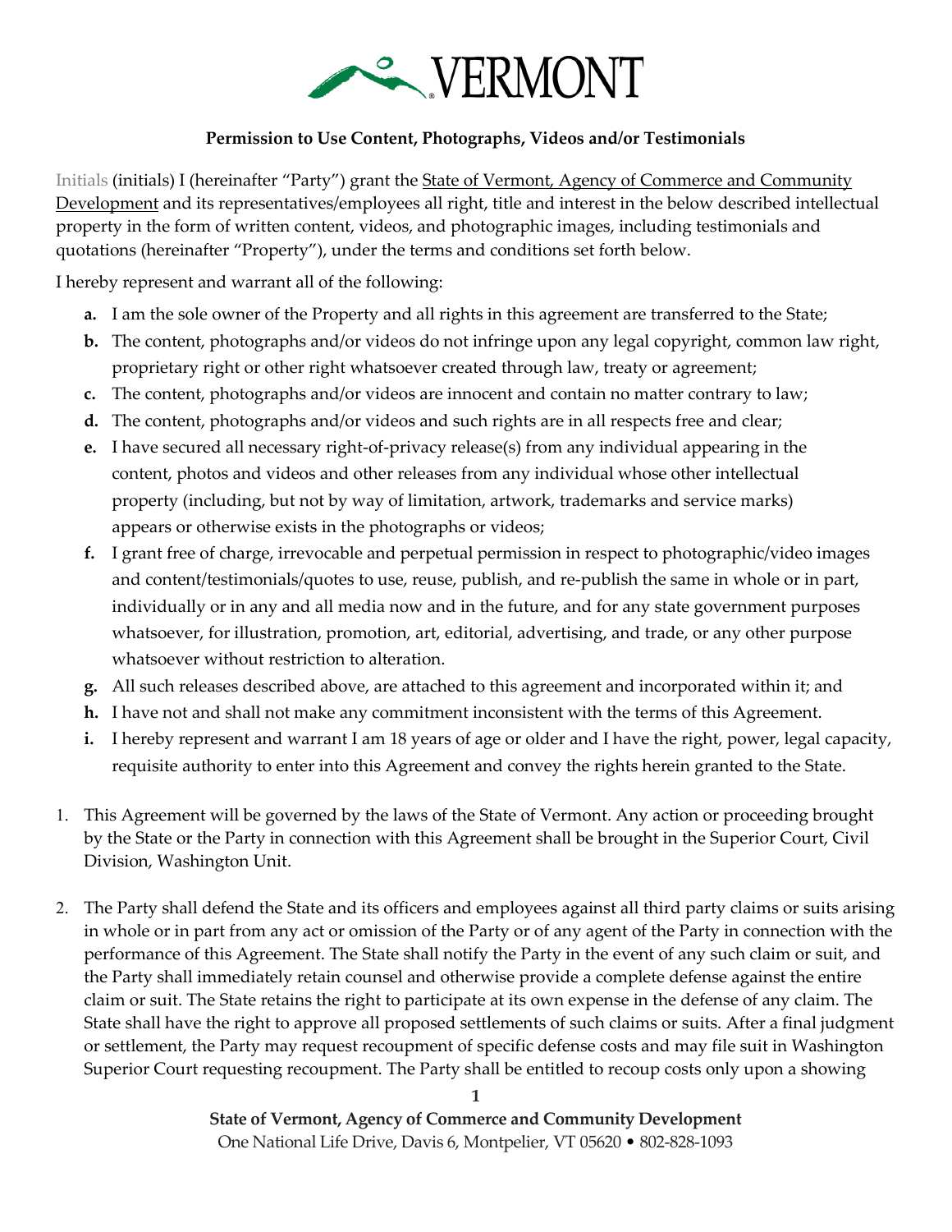**Permission to Use Content, Photographs, Videos and/or Testimonials**

Initials (initials) I (hereinafter "Party") grant the State of Vermont, Agency of Commerce and Community Development and its representatives/employees all right, title and interest in the below described intellectual property in the form of written content, videos, and photographic images, including testimonials and quotations (hereinafter "Property"), under the terms and conditions set forth below.

I hereby represent and warrant all of the following:

- **a.** I am the sole owner of the Property and all rights in this agreement are transferred to the State;
- **b.** The content, photographs and/or videos do not infringe upon any legal copyright, common law right, proprietary right or other right whatsoever created through law, treaty or agreement;
- **c.** The content, photographs and/or videos are innocent and contain no matter contrary to law;
- **d.** The content, photographs and/or videos and such rights are in all respects free and clear;
- **e.** I have secured all necessary right-of-privacy release(s) from any individual appearing in the content, photos and videos and other releases from any individual whose other intellectual property (including, but not by way of limitation, artwork, trademarks and service marks) appears or otherwise exists in the photographs or videos;
- **f.** I grant free of charge, irrevocable and perpetual permission in respect to photographic/video images and content/testimonials/quotes to use, reuse, publish, and re-publish the same in whole or in part, individually or in any and all media now and in the future, and for any state government purposes whatsoever, for illustration, promotion, art, editorial, advertising, and trade, or any other purpose whatsoever without restriction to alteration.
- **g.** All such releases described above, are attached to this agreement and incorporated within it; and
- **h.** I have not and shall not make any commitment inconsistent with the terms of this Agreement.
- **i.** I hereby represent and warrant I am 18 years of age or older and I have the right, power, legal capacity, requisite authority to enter into this Agreement and convey the rights herein granted to the State.

1. This Agreement will be governed by the laws of the State of Vermont. Any action or proceeding brought by the State or the Party in connection with this Agreement shall be brought in the Superior Court, Civil Division, Washington Unit.

2. The Party shall defend the State and its officers and employees against all third party claims or suits arising in whole or in part from any act or omission of the Party or of any agent of the Party in connection with the performance of this Agreement. The State shall notify the Party in the event of any such claim or suit, and the Party shall immediately retain counsel and otherwise provide a complete defense against the entire claim or suit. The State retains the right to participate at its own expense in the defense of any claim. The State shall have the right to approve all proposed settlements of such claims or suits. After a final judgment or settlement, the Party may request recoupment of specific defense costs and may file suit in Washington Superior Court requesting recoupment. The Party shall be entitled to recoup costs only upon a showing

**State of Vermont, Agency of Commerce and Community Development**
One National Life Drive, Davis 6, Montpelier, VT 05620 • 802-828-1093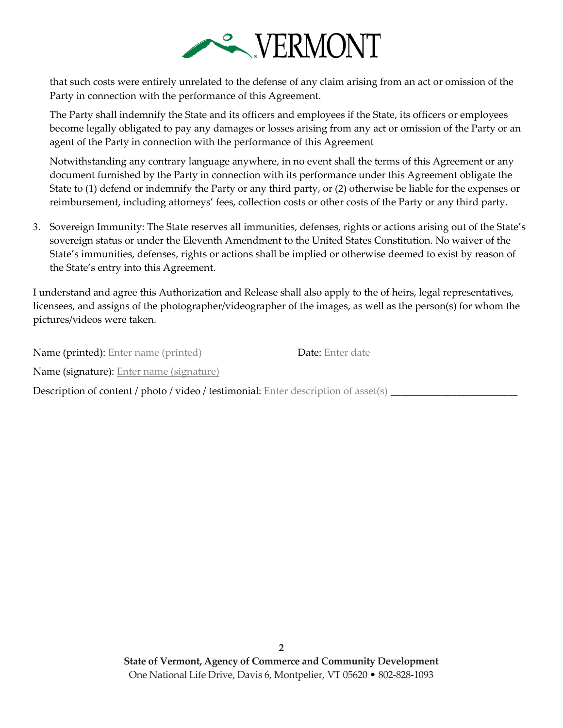that such costs were entirely unrelated to the defense of any claim arising from an act or omission of the Party in connection with the performance of this Agreement.

The Party shall indemnify the State and its officers and employees if the State, its officers or employees become legally obligated to pay any damages or losses arising from any act or omission of the Party or an agent of the Party in connection with the performance of this Agreement

Notwithstanding any contrary language anywhere, in no event shall the terms of this Agreement or any document furnished by the Party in connection with its performance under this Agreement obligate the State to (1) defend or indemnify the Party or any third party, or (2) otherwise be liable for the expenses or reimbursement, including attorneys' fees, collection costs or other costs of the Party or any third party.

3. Sovereign Immunity: The State reserves all immunities, defenses, rights or actions arising out of the State's sovereign status or under the Eleventh Amendment to the United States Constitution. No waiver of the State's immunities, defenses, rights or actions shall be implied or otherwise deemed to exist by reason of the State's entry into this Agreement.

I understand and agree this Authorization and Release shall also apply to the of heirs, legal representatives, licensees, and assigns of the photographer/videographer of the images, as well as the person(s) for whom the pictures/videos were taken.

Name (printed): Enter name (printed) Date: Enter date

Name (signature): Enter name (signature)

Description of content / photo / video / testimonial: Enter description of asset(s) ________________________

**State of Vermont, Agency of Commerce and Community Development**
One National Life Drive, Davis 6, Montpelier, VT 05620 • 802-828-1093